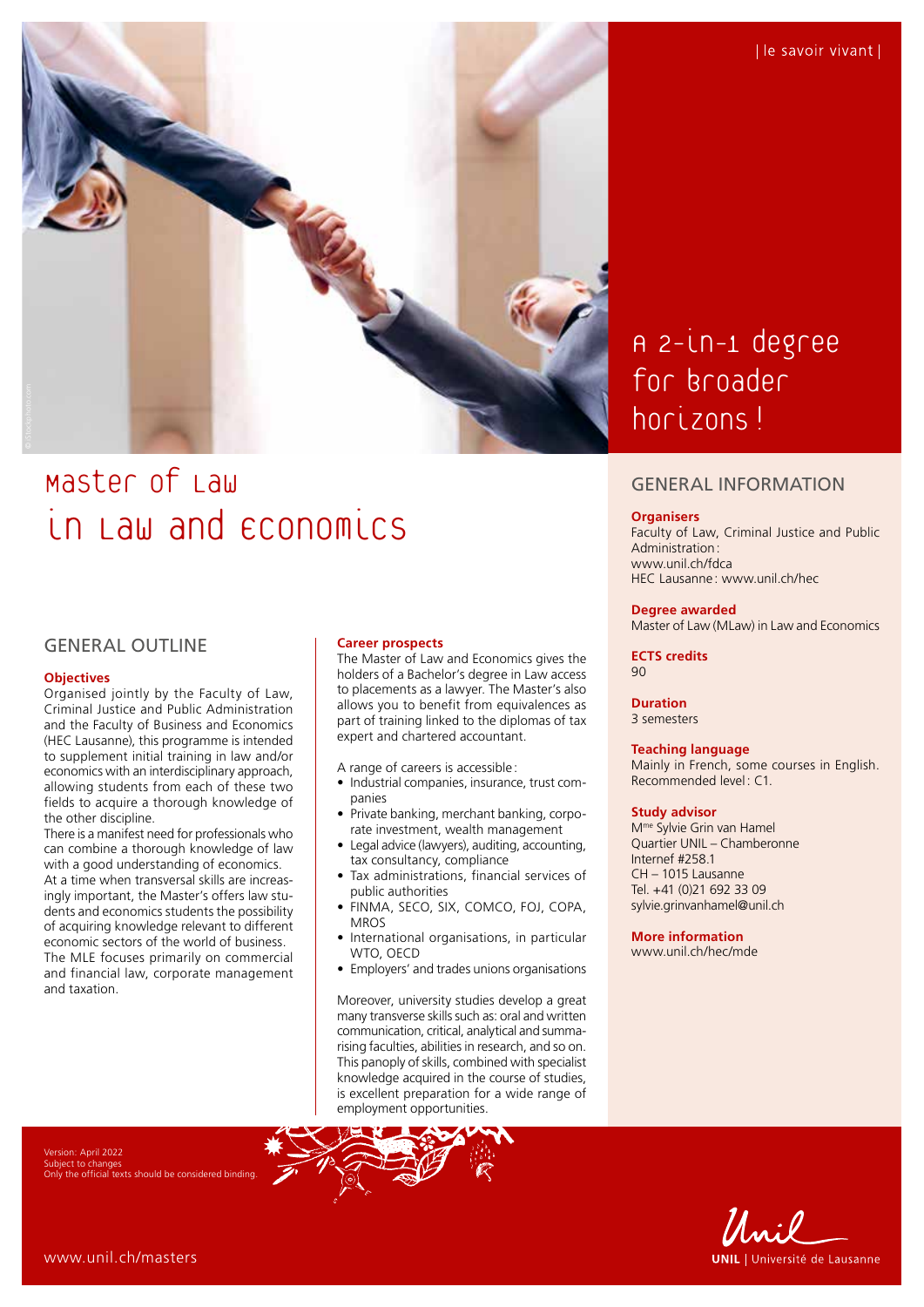| le savoir vivant |

# Master of Law in Law and Economics

A 2-in-1 degree for broader horizons!

## GENERAL OUTLINE

### Objectives

Organised jointly by the Faculty of Law, Criminal Justice and Public Administration and the Faculty of Business and Economics (HEC Lausanne), this programme is intended to supplement initial training in law and/or economics with an interdisciplinary approach, allowing students from each of these two fields to acquire a thorough knowledge of the other discipline.

There is a manifest need for professionals who can combine a thorough knowledge of law with a good understanding of economics.

At a time when transversal skills are increasingly important, the Master's offers law students and economics students the possibility of acquiring knowledge relevant to different economic sectors of the world of business.

The MLE focuses primarily on commercial and financial law, corporate management and taxation.

### Career prospects

The Master of Law and Economics gives the holders of a Bachelor's degree in Law access to placements as a lawyer. The Master's also allows you to benefit from equivalences as part of training linked to the diplomas of tax expert and chartered accountant.

A range of careers is accessible:

- Industrial companies, insurance, trust companies
- Private banking, merchant banking, corporate investment, wealth management
- Legal advice (lawyers), auditing, accounting, tax consultancy, compliance
- Tax administrations, financial services of public authorities
- FINMA, SECO, SIX, COMCO, FOJ, COPA, MROS
- International organisations, in particular WTO, OECD
- Employers' and trades unions organisations

Moreover, university studies develop a great many transverse skills such as: oral and written communication, critical, analytical and summarising faculties, abilities in research, and so on. This panoply of skills, combined with specialist knowledge acquired in the course of studies, is excellent preparation for a wide range of employment opportunities.

## GENERAL INFORMATION

### Organisers

Faculty of Law, Criminal Justice and Public Administration:
www.unil.ch/fdca
HEC Lausanne: www.unil.ch/hec

### Degree awarded

Master of Law (MLaw) in Law and Economics

### ECTS credits

90

### Duration

3 semesters

### Teaching language

Mainly in French, some courses in English.
Recommended level: C1.

### Study advisor

Mme Sylvie Grin van Hamel
Quartier UNIL – Chamberonne
Internef #258.1
CH – 1015 Lausanne
Tel. +41 (0)21 692 33 09
sylvie.grinvanhamel@unil.ch

### More information

www.unil.ch/hec/mde

Version: April 2022
Subject to changes
Only the official texts should be considered binding.

www.unil.ch/masters

UNIL | Université de Lausanne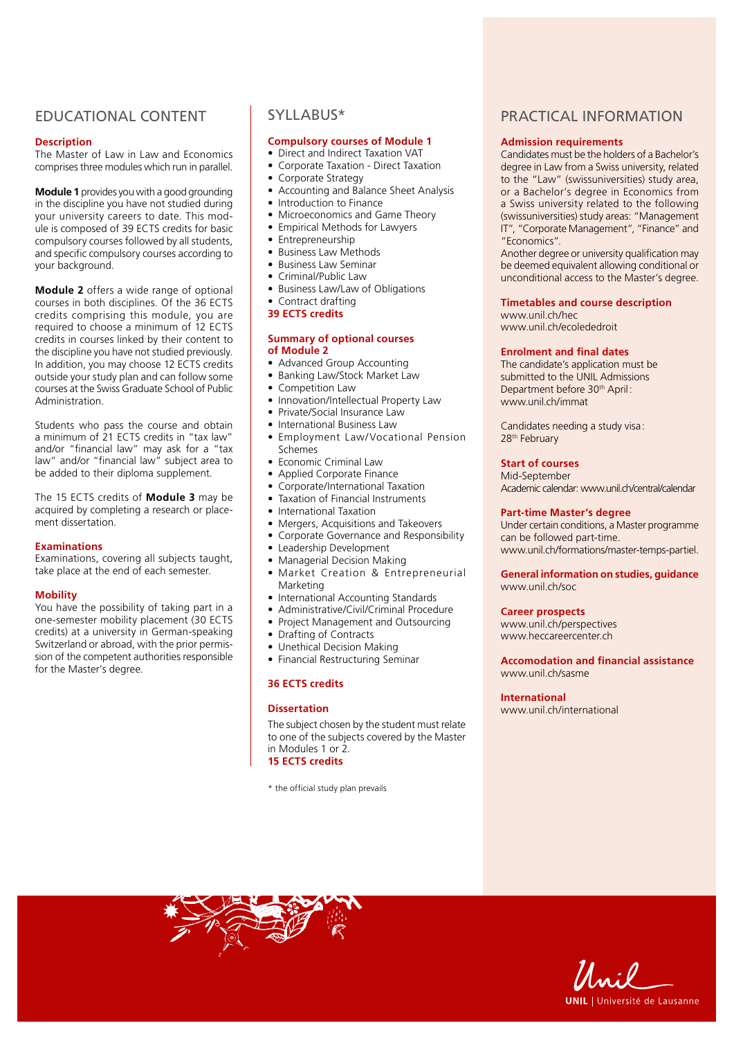## EDUCATIONAL CONTENT

### Description

The Master of Law in Law and Economics comprises three modules which run in parallel.

**Module 1** provides you with a good grounding in the discipline you have not studied during your university careers to date. This module is composed of 39 ECTS credits for basic compulsory courses followed by all students, and specific compulsory courses according to your background.

**Module 2** offers a wide range of optional courses in both disciplines. Of the 36 ECTS credits comprising this module, you are required to choose a minimum of 12 ECTS credits in courses linked by their content to the discipline you have not studied previously. In addition, you may choose 12 ECTS credits outside your study plan and can follow some courses at the Swiss Graduate School of Public Administration.

Students who pass the course and obtain a minimum of 21 ECTS credits in "tax law" and/or "financial law" may ask for a "tax law" and/or "financial law" subject area to be added to their diploma supplement.

The 15 ECTS credits of **Module 3** may be acquired by completing a research or placement dissertation.

### Examinations

Examinations, covering all subjects taught, take place at the end of each semester.

### Mobility

You have the possibility of taking part in a one-semester mobility placement (30 ECTS credits) at a university in German-speaking Switzerland or abroad, with the prior permission of the competent authorities responsible for the Master's degree.

## SYLLABUS*

### Compulsory courses of Module 1

- Direct and Indirect Taxation VAT
- Corporate Taxation - Direct Taxation
- Corporate Strategy
- Accounting and Balance Sheet Analysis
- Introduction to Finance
- Microeconomics and Game Theory
- Empirical Methods for Lawyers
- Entrepreneurship
- Business Law Methods
- Business Law Seminar
- Criminal/Public Law
- Business Law/Law of Obligations
- Contract drafting

**39 ECTS credits**

### Summary of optional courses of Module 2

- Advanced Group Accounting
- Banking Law/Stock Market Law
- Competition Law
- Innovation/Intellectual Property Law
- Private/Social Insurance Law
- International Business Law
- Employment Law/Vocational Pension Schemes
- Economic Criminal Law
- Applied Corporate Finance
- Corporate/International Taxation
- Taxation of Financial Instruments
- International Taxation
- Mergers, Acquisitions and Takeovers
- Corporate Governance and Responsibility
- Leadership Development
- Managerial Decision Making
- Market Creation & Entrepreneurial Marketing
- International Accounting Standards
- Administrative/Civil/Criminal Procedure
- Project Management and Outsourcing
- Drafting of Contracts
- Unethical Decision Making
- Financial Restructuring Seminar

**36 ECTS credits**

### Dissertation

The subject chosen by the student must relate to one of the subjects covered by the Master in Modules 1 or 2.

**15 ECTS credits**

\* the official study plan prevails

## PRACTICAL INFORMATION

### Admission requirements

Candidates must be the holders of a Bachelor's degree in Law from a Swiss university, related to the "Law" (swissuniversities) study area, or a Bachelor's degree in Economics from a Swiss university related to the following (swissuniversities) study areas: "Management IT", "Corporate Management", "Finance" and "Economics".

Another degree or university qualification may be deemed equivalent allowing conditional or unconditional access to the Master's degree.

### Timetables and course description

www.unil.ch/hec
www.unil.ch/ecolededroit

### Enrolment and final dates

The candidate's application must be submitted to the UNIL Admissions Department before 30th April:
www.unil.ch/immat

Candidates needing a study visa:
28th February

### Start of courses

Mid-September
Academic calendar: www.unil.ch/central/calendar

### Part-time Master's degree

Under certain conditions, a Master programme can be followed part-time.
www.unil.ch/formations/master-temps-partiel.

### General information on studies, guidance

www.unil.ch/soc

### Career prospects

www.unil.ch/perspectives
www.heccareercenter.ch

### Accomodation and financial assistance

www.unil.ch/sasme

### International

www.unil.ch/international

Unil
UNIL | Université de Lausanne